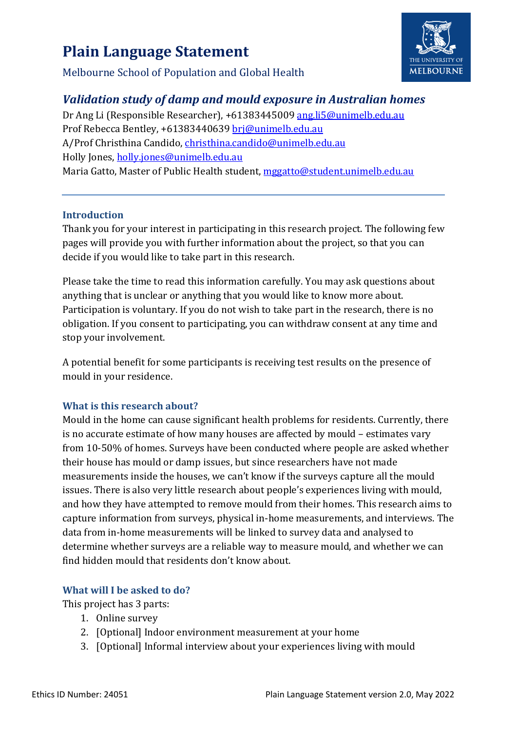# Plain Language Statement

Melbourne School of Population and Global Health

## *Validation study of damp and mould exposure in Australian homes*

Dr Ang Li (Responsible Researcher), +61383445009 ang.li5@unimelb.edu.au
Prof Rebecca Bentley, +61383440639 brj@unimelb.edu.au
A/Prof Christhina Candido, christhina.candido@unimelb.edu.au
Holly Jones, holly.jones@unimelb.edu.au
Maria Gatto, Master of Public Health student, mggatto@student.unimelb.edu.au

---

### Introduction

Thank you for your interest in participating in this research project. The following few pages will provide you with further information about the project, so that you can decide if you would like to take part in this research.

Please take the time to read this information carefully. You may ask questions about anything that is unclear or anything that you would like to know more about. Participation is voluntary. If you do not wish to take part in the research, there is no obligation. If you consent to participating, you can withdraw consent at any time and stop your involvement.

A potential benefit for some participants is receiving test results on the presence of mould in your residence.

### What is this research about?

Mould in the home can cause significant health problems for residents. Currently, there is no accurate estimate of how many houses are affected by mould – estimates vary from 10-50% of homes. Surveys have been conducted where people are asked whether their house has mould or damp issues, but since researchers have not made measurements inside the houses, we can't know if the surveys capture all the mould issues. There is also very little research about people's experiences living with mould, and how they have attempted to remove mould from their homes. This research aims to capture information from surveys, physical in-home measurements, and interviews. The data from in-home measurements will be linked to survey data and analysed to determine whether surveys are a reliable way to measure mould, and whether we can find hidden mould that residents don't know about.

### What will I be asked to do?

This project has 3 parts:

1. Online survey
2. [Optional] Indoor environment measurement at your home
3. [Optional] Informal interview about your experiences living with mould

Ethics ID Number: 24051 Plain Language Statement version 2.0, May 2022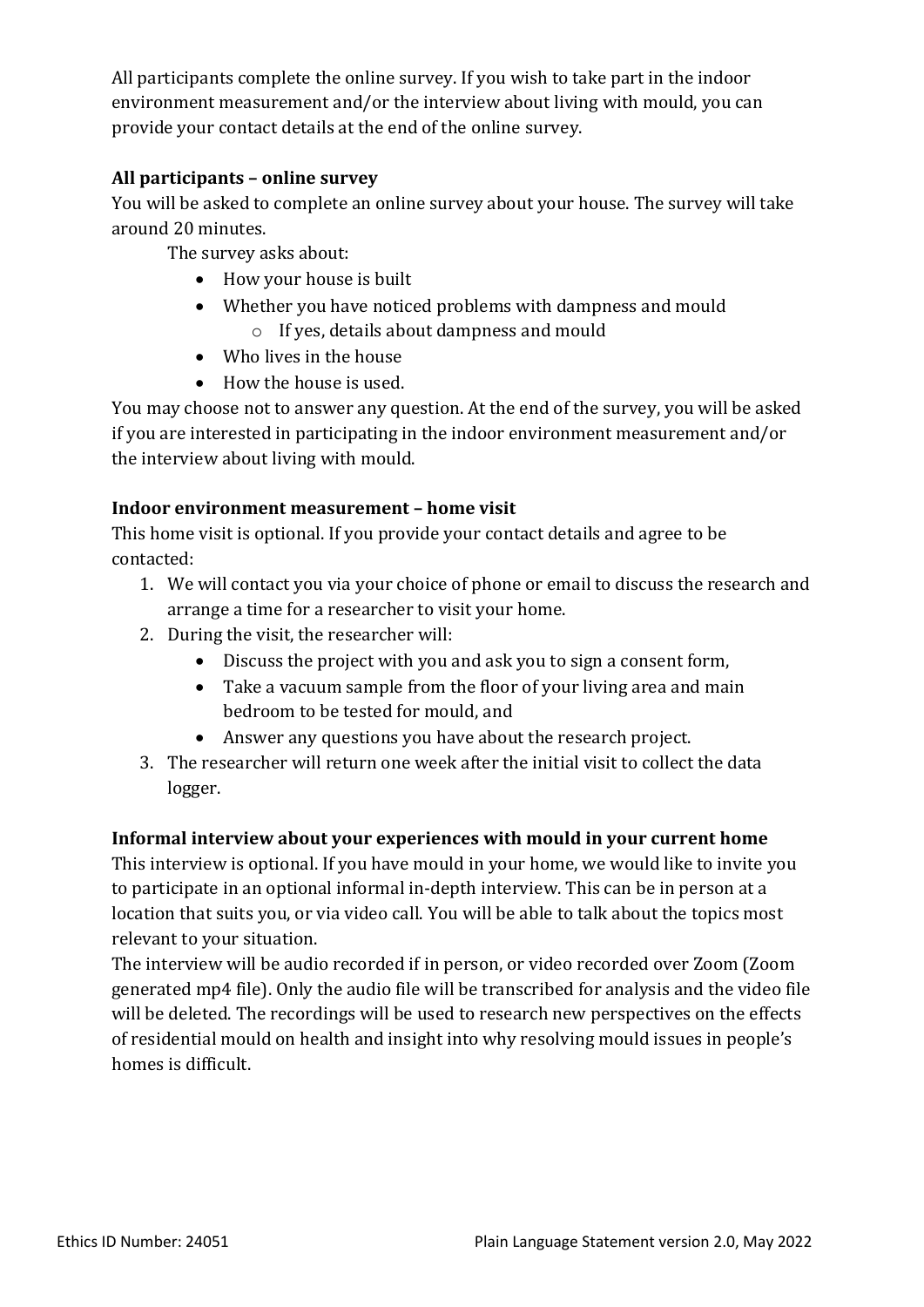All participants complete the online survey. If you wish to take part in the indoor environment measurement and/or the interview about living with mould, you can provide your contact details at the end of the online survey.

**All participants – online survey**

You will be asked to complete an online survey about your house. The survey will take around 20 minutes.

The survey asks about:

- How your house is built
- Whether you have noticed problems with dampness and mould
  - If yes, details about dampness and mould
- Who lives in the house
- How the house is used.

You may choose not to answer any question. At the end of the survey, you will be asked if you are interested in participating in the indoor environment measurement and/or the interview about living with mould.

**Indoor environment measurement – home visit**

This home visit is optional. If you provide your contact details and agree to be contacted:

1. We will contact you via your choice of phone or email to discuss the research and arrange a time for a researcher to visit your home.
2. During the visit, the researcher will:
   - Discuss the project with you and ask you to sign a consent form,
   - Take a vacuum sample from the floor of your living area and main bedroom to be tested for mould, and
   - Answer any questions you have about the research project.
3. The researcher will return one week after the initial visit to collect the data logger.

**Informal interview about your experiences with mould in your current home**

This interview is optional. If you have mould in your home, we would like to invite you to participate in an optional informal in-depth interview. This can be in person at a location that suits you, or via video call. You will be able to talk about the topics most relevant to your situation.

The interview will be audio recorded if in person, or video recorded over Zoom (Zoom generated mp4 file). Only the audio file will be transcribed for analysis and the video file will be deleted. The recordings will be used to research new perspectives on the effects of residential mould on health and insight into why resolving mould issues in people's homes is difficult.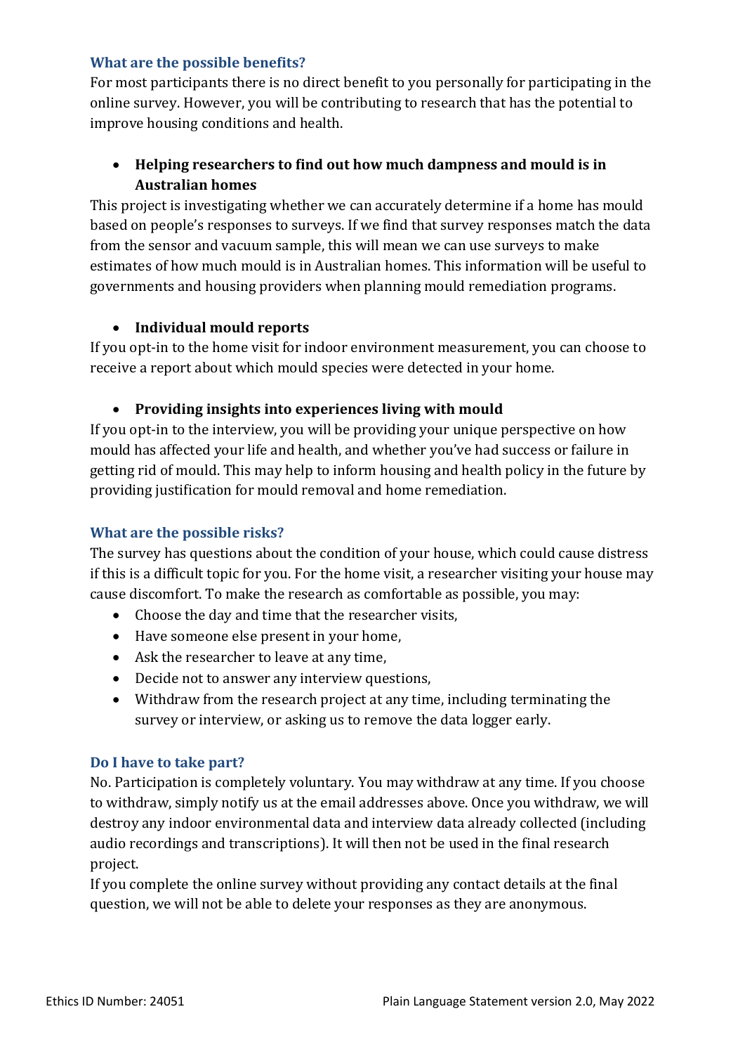## What are the possible benefits?

For most participants there is no direct benefit to you personally for participating in the online survey. However, you will be contributing to research that has the potential to improve housing conditions and health.

- **Helping researchers to find out how much dampness and mould is in Australian homes**

This project is investigating whether we can accurately determine if a home has mould based on people's responses to surveys. If we find that survey responses match the data from the sensor and vacuum sample, this will mean we can use surveys to make estimates of how much mould is in Australian homes. This information will be useful to governments and housing providers when planning mould remediation programs.

- **Individual mould reports**

If you opt-in to the home visit for indoor environment measurement, you can choose to receive a report about which mould species were detected in your home.

- **Providing insights into experiences living with mould**

If you opt-in to the interview, you will be providing your unique perspective on how mould has affected your life and health, and whether you've had success or failure in getting rid of mould. This may help to inform housing and health policy in the future by providing justification for mould removal and home remediation.

## What are the possible risks?

The survey has questions about the condition of your house, which could cause distress if this is a difficult topic for you. For the home visit, a researcher visiting your house may cause discomfort. To make the research as comfortable as possible, you may:

- Choose the day and time that the researcher visits,
- Have someone else present in your home,
- Ask the researcher to leave at any time,
- Decide not to answer any interview questions,
- Withdraw from the research project at any time, including terminating the survey or interview, or asking us to remove the data logger early.

## Do I have to take part?

No. Participation is completely voluntary. You may withdraw at any time. If you choose to withdraw, simply notify us at the email addresses above. Once you withdraw, we will destroy any indoor environmental data and interview data already collected (including audio recordings and transcriptions). It will then not be used in the final research project.

If you complete the online survey without providing any contact details at the final question, we will not be able to delete your responses as they are anonymous.

Ethics ID Number: 24051 Plain Language Statement version 2.0, May 2022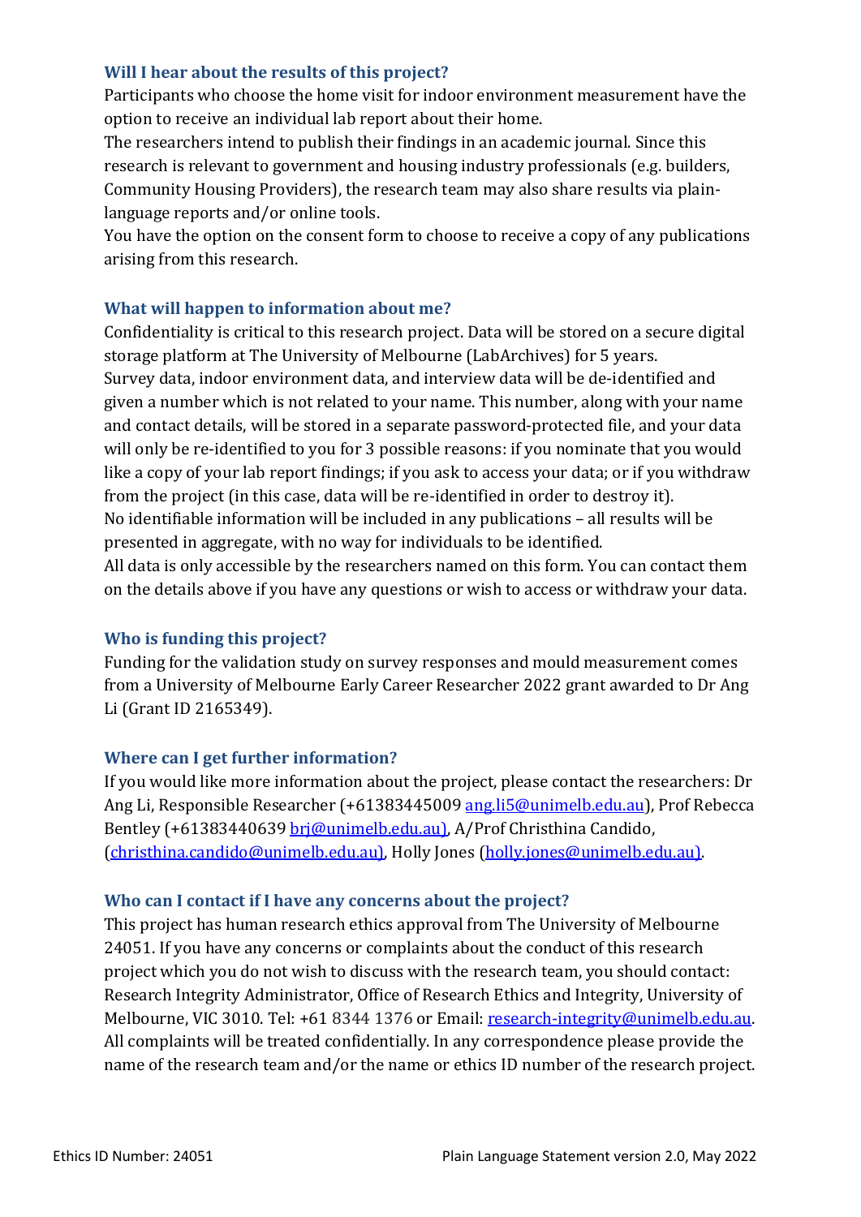## Will I hear about the results of this project?

Participants who choose the home visit for indoor environment measurement have the option to receive an individual lab report about their home.

The researchers intend to publish their findings in an academic journal. Since this research is relevant to government and housing industry professionals (e.g. builders, Community Housing Providers), the research team may also share results via plain-language reports and/or online tools.

You have the option on the consent form to choose to receive a copy of any publications arising from this research.

## What will happen to information about me?

Confidentiality is critical to this research project. Data will be stored on a secure digital storage platform at The University of Melbourne (LabArchives) for 5 years.

Survey data, indoor environment data, and interview data will be de-identified and given a number which is not related to your name. This number, along with your name and contact details, will be stored in a separate password-protected file, and your data will only be re-identified to you for 3 possible reasons: if you nominate that you would like a copy of your lab report findings; if you ask to access your data; or if you withdraw from the project (in this case, data will be re-identified in order to destroy it).

No identifiable information will be included in any publications – all results will be presented in aggregate, with no way for individuals to be identified.

All data is only accessible by the researchers named on this form. You can contact them on the details above if you have any questions or wish to access or withdraw your data.

## Who is funding this project?

Funding for the validation study on survey responses and mould measurement comes from a University of Melbourne Early Career Researcher 2022 grant awarded to Dr Ang Li (Grant ID 2165349).

## Where can I get further information?

If you would like more information about the project, please contact the researchers: Dr Ang Li, Responsible Researcher (+61383445009 ang.li5@unimelb.edu.au), Prof Rebecca Bentley (+61383440639 brj@unimelb.edu.au), A/Prof Christhina Candido, (christhina.candido@unimelb.edu.au), Holly Jones (holly.jones@unimelb.edu.au).

## Who can I contact if I have any concerns about the project?

This project has human research ethics approval from The University of Melbourne 24051. If you have any concerns or complaints about the conduct of this research project which you do not wish to discuss with the research team, you should contact: Research Integrity Administrator, Office of Research Ethics and Integrity, University of Melbourne, VIC 3010. Tel: +61 8344 1376 or Email: research-integrity@unimelb.edu.au. All complaints will be treated confidentially. In any correspondence please provide the name of the research team and/or the name or ethics ID number of the research project.